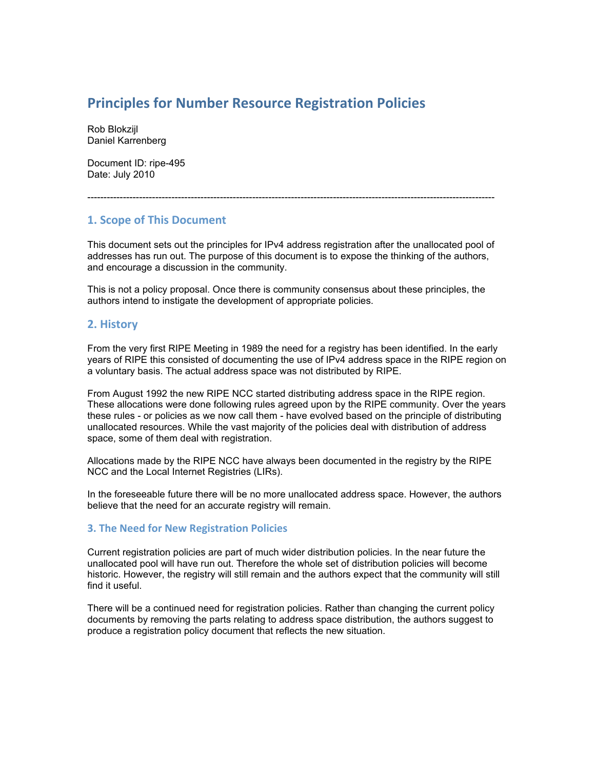# Principles for Number Resource Registration Policies

Rob Blokzijl
Daniel Karrenberg

Document ID: ripe-495
Date: July 2010

---

## 1. Scope of This Document

This document sets out the principles for IPv4 address registration after the unallocated pool of addresses has run out. The purpose of this document is to expose the thinking of the authors, and encourage a discussion in the community.

This is not a policy proposal. Once there is community consensus about these principles, the authors intend to instigate the development of appropriate policies.

## 2. History

From the very first RIPE Meeting in 1989 the need for a registry has been identified. In the early years of RIPE this consisted of documenting the use of IPv4 address space in the RIPE region on a voluntary basis. The actual address space was not distributed by RIPE.

From August 1992 the new RIPE NCC started distributing address space in the RIPE region. These allocations were done following rules agreed upon by the RIPE community. Over the years these rules - or policies as we now call them - have evolved based on the principle of distributing unallocated resources. While the vast majority of the policies deal with distribution of address space, some of them deal with registration.

Allocations made by the RIPE NCC have always been documented in the registry by the RIPE NCC and the Local Internet Registries (LIRs).

In the foreseeable future there will be no more unallocated address space. However, the authors believe that the need for an accurate registry will remain.

### 3. The Need for New Registration Policies

Current registration policies are part of much wider distribution policies. In the near future the unallocated pool will have run out. Therefore the whole set of distribution policies will become historic. However, the registry will still remain and the authors expect that the community will still find it useful.

There will be a continued need for registration policies. Rather than changing the current policy documents by removing the parts relating to address space distribution, the authors suggest to produce a registration policy document that reflects the new situation.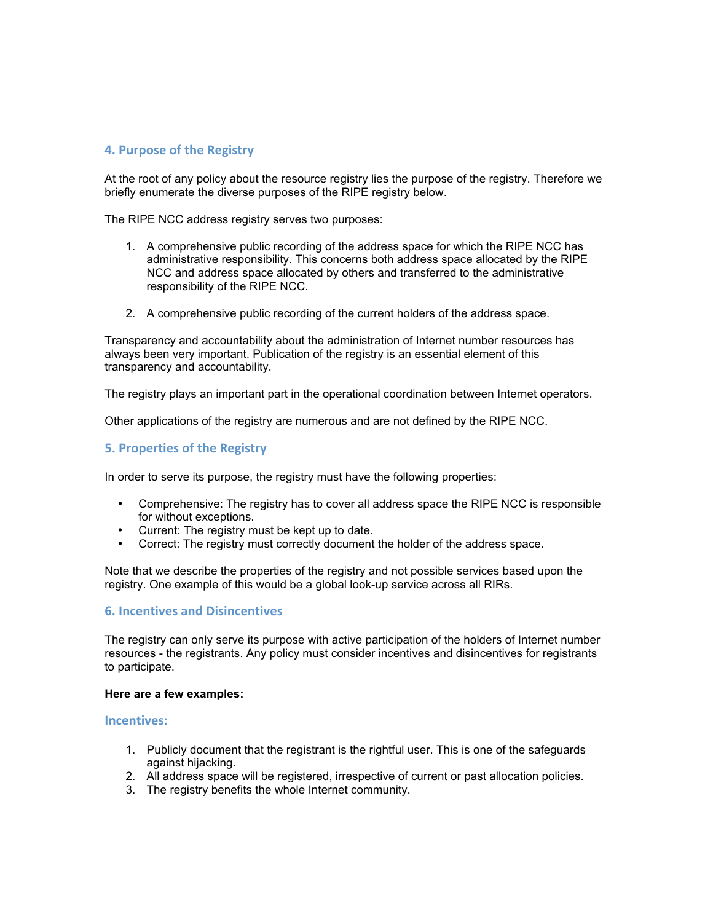## 4. Purpose of the Registry

At the root of any policy about the resource registry lies the purpose of the registry. Therefore we briefly enumerate the diverse purposes of the RIPE registry below.

The RIPE NCC address registry serves two purposes:

1. A comprehensive public recording of the address space for which the RIPE NCC has administrative responsibility. This concerns both address space allocated by the RIPE NCC and address space allocated by others and transferred to the administrative responsibility of the RIPE NCC.

2. A comprehensive public recording of the current holders of the address space.

Transparency and accountability about the administration of Internet number resources has always been very important. Publication of the registry is an essential element of this transparency and accountability.

The registry plays an important part in the operational coordination between Internet operators.

Other applications of the registry are numerous and are not defined by the RIPE NCC.

## 5. Properties of the Registry

In order to serve its purpose, the registry must have the following properties:

- Comprehensive: The registry has to cover all address space the RIPE NCC is responsible for without exceptions.
- Current: The registry must be kept up to date.
- Correct: The registry must correctly document the holder of the address space.

Note that we describe the properties of the registry and not possible services based upon the registry. One example of this would be a global look-up service across all RIRs.

## 6. Incentives and Disincentives

The registry can only serve its purpose with active participation of the holders of Internet number resources - the registrants. Any policy must consider incentives and disincentives for registrants to participate.

**Here are a few examples:**

### Incentives:

1. Publicly document that the registrant is the rightful user. This is one of the safeguards against hijacking.
2. All address space will be registered, irrespective of current or past allocation policies.
3. The registry benefits the whole Internet community.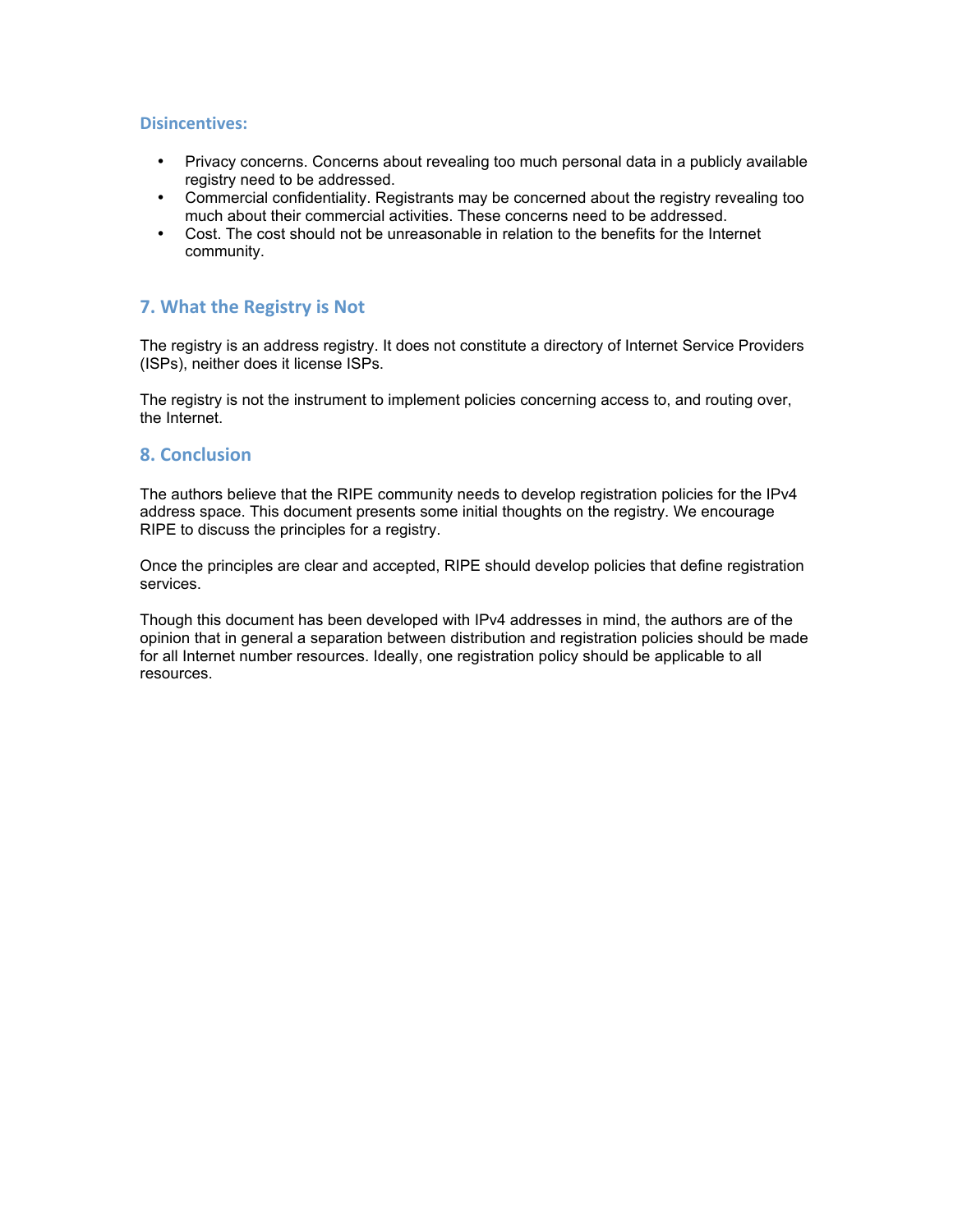### Disincentives:

- Privacy concerns. Concerns about revealing too much personal data in a publicly available registry need to be addressed.
- Commercial confidentiality. Registrants may be concerned about the registry revealing too much about their commercial activities. These concerns need to be addressed.
- Cost. The cost should not be unreasonable in relation to the benefits for the Internet community.

## 7. What the Registry is Not

The registry is an address registry. It does not constitute a directory of Internet Service Providers (ISPs), neither does it license ISPs.

The registry is not the instrument to implement policies concerning access to, and routing over, the Internet.

## 8. Conclusion

The authors believe that the RIPE community needs to develop registration policies for the IPv4 address space. This document presents some initial thoughts on the registry. We encourage RIPE to discuss the principles for a registry.

Once the principles are clear and accepted, RIPE should develop policies that define registration services.

Though this document has been developed with IPv4 addresses in mind, the authors are of the opinion that in general a separation between distribution and registration policies should be made for all Internet number resources. Ideally, one registration policy should be applicable to all resources.